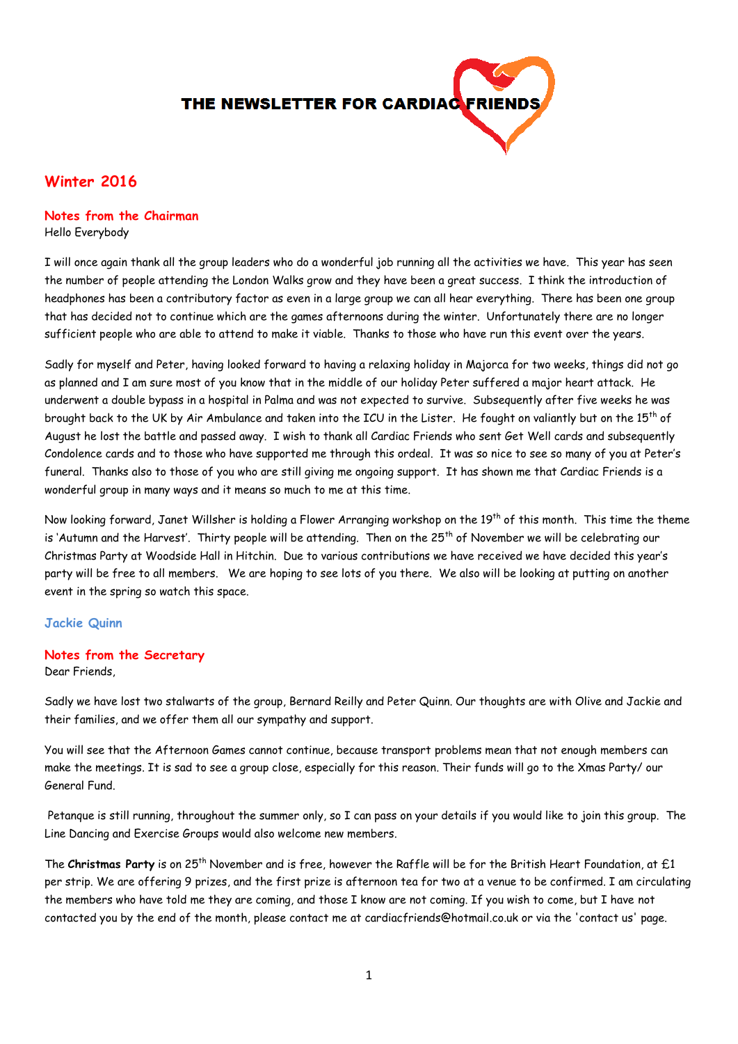# THE NEWSLETTER FOR CARDIAC FRIENDS

## Winter 2016

### Notes from the Chairman

Hello Everybody

I will once again thank all the group leaders who do a wonderful job running all the activities we have. This year has seen the number of people attending the London Walks grow and they have been a great success. I think the introduction of headphones has been a contributory factor as even in a large group we can all hear everything. There has been one group that has decided not to continue which are the games afternoons during the winter. Unfortunately there are no longer sufficient people who are able to attend to make it viable. Thanks to those who have run this event over the years.

Sadly for myself and Peter, having looked forward to having a relaxing holiday in Majorca for two weeks, things did not go as planned and I am sure most of you know that in the middle of our holiday Peter suffered a major heart attack. He underwent a double bypass in a hospital in Palma and was not expected to survive. Subsequently after five weeks he was brought back to the UK by Air Ambulance and taken into the ICU in the Lister. He fought on valiantly but on the 15th of August he lost the battle and passed away. I wish to thank all Cardiac Friends who sent Get Well cards and subsequently Condolence cards and to those who have supported me through this ordeal. It was so nice to see so many of you at Peter's funeral. Thanks also to those of you who are still giving me ongoing support. It has shown me that Cardiac Friends is a wonderful group in many ways and it means so much to me at this time.

Now looking forward, Janet Willsher is holding a Flower Arranging workshop on the 19th of this month. This time the theme is 'Autumn and the Harvest'. Thirty people will be attending. Then on the 25th of November we will be celebrating our Christmas Party at Woodside Hall in Hitchin. Due to various contributions we have received we have decided this year's party will be free to all members. We are hoping to see lots of you there. We also will be looking at putting on another event in the spring so watch this space.

Jackie Quinn

### Notes from the Secretary

Dear Friends,

Sadly we have lost two stalwarts of the group, Bernard Reilly and Peter Quinn. Our thoughts are with Olive and Jackie and their families, and we offer them all our sympathy and support.

You will see that the Afternoon Games cannot continue, because transport problems mean that not enough members can make the meetings. It is sad to see a group close, especially for this reason. Their funds will go to the Xmas Party/ our General Fund.

Petanque is still running, throughout the summer only, so I can pass on your details if you would like to join this group. The Line Dancing and Exercise Groups would also welcome new members.

The **Christmas Party** is on 25th November and is free, however the Raffle will be for the British Heart Foundation, at £1 per strip. We are offering 9 prizes, and the first prize is afternoon tea for two at a venue to be confirmed. I am circulating the members who have told me they are coming, and those I know are not coming. If you wish to come, but I have not contacted you by the end of the month, please contact me at cardiacfriends@hotmail.co.uk or via the 'contact us' page.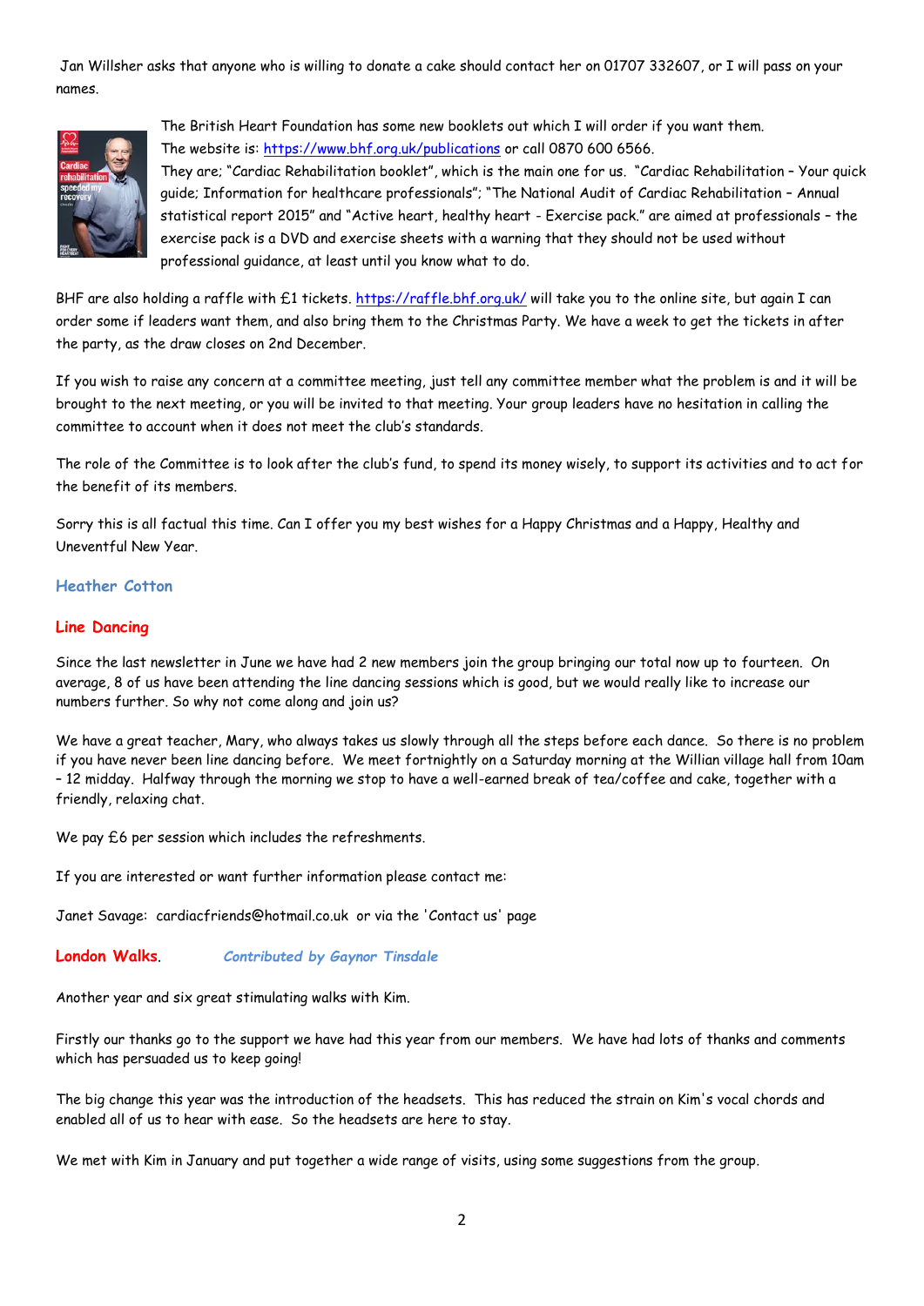Jan Willsher asks that anyone who is willing to donate a cake should contact her on 01707 332607, or I will pass on your names.

The British Heart Foundation has some new booklets out which I will order if you want them. The website is: https://www.bhf.org.uk/publications or call 0870 600 6566. They are; "Cardiac Rehabilitation booklet", which is the main one for us. "Cardiac Rehabilitation – Your quick guide; Information for healthcare professionals"; "The National Audit of Cardiac Rehabilitation – Annual statistical report 2015" and "Active heart, healthy heart - Exercise pack." are aimed at professionals – the exercise pack is a DVD and exercise sheets with a warning that they should not be used without professional guidance, at least until you know what to do.

BHF are also holding a raffle with £1 tickets. https://raffle.bhf.org.uk/ will take you to the online site, but again I can order some if leaders want them, and also bring them to the Christmas Party. We have a week to get the tickets in after the party, as the draw closes on 2nd December.

If you wish to raise any concern at a committee meeting, just tell any committee member what the problem is and it will be brought to the next meeting, or you will be invited to that meeting. Your group leaders have no hesitation in calling the committee to account when it does not meet the club's standards.

The role of the Committee is to look after the club's fund, to spend its money wisely, to support its activities and to act for the benefit of its members.

Sorry this is all factual this time. Can I offer you my best wishes for a Happy Christmas and a Happy, Healthy and Uneventful New Year.

**Heather Cotton**

## Line Dancing

Since the last newsletter in June we have had 2 new members join the group bringing our total now up to fourteen. On average, 8 of us have been attending the line dancing sessions which is good, but we would really like to increase our numbers further. So why not come along and join us?

We have a great teacher, Mary, who always takes us slowly through all the steps before each dance. So there is no problem if you have never been line dancing before. We meet fortnightly on a Saturday morning at the Willian village hall from 10am – 12 midday. Halfway through the morning we stop to have a well-earned break of tea/coffee and cake, together with a friendly, relaxing chat.

We pay £6 per session which includes the refreshments.

If you are interested or want further information please contact me:

Janet Savage: cardiacfriends@hotmail.co.uk or via the 'Contact us' page

## London Walks. *Contributed by Gaynor Tinsdale*

Another year and six great stimulating walks with Kim.

Firstly our thanks go to the support we have had this year from our members. We have had lots of thanks and comments which has persuaded us to keep going!

The big change this year was the introduction of the headsets. This has reduced the strain on Kim's vocal chords and enabled all of us to hear with ease. So the headsets are here to stay.

We met with Kim in January and put together a wide range of visits, using some suggestions from the group.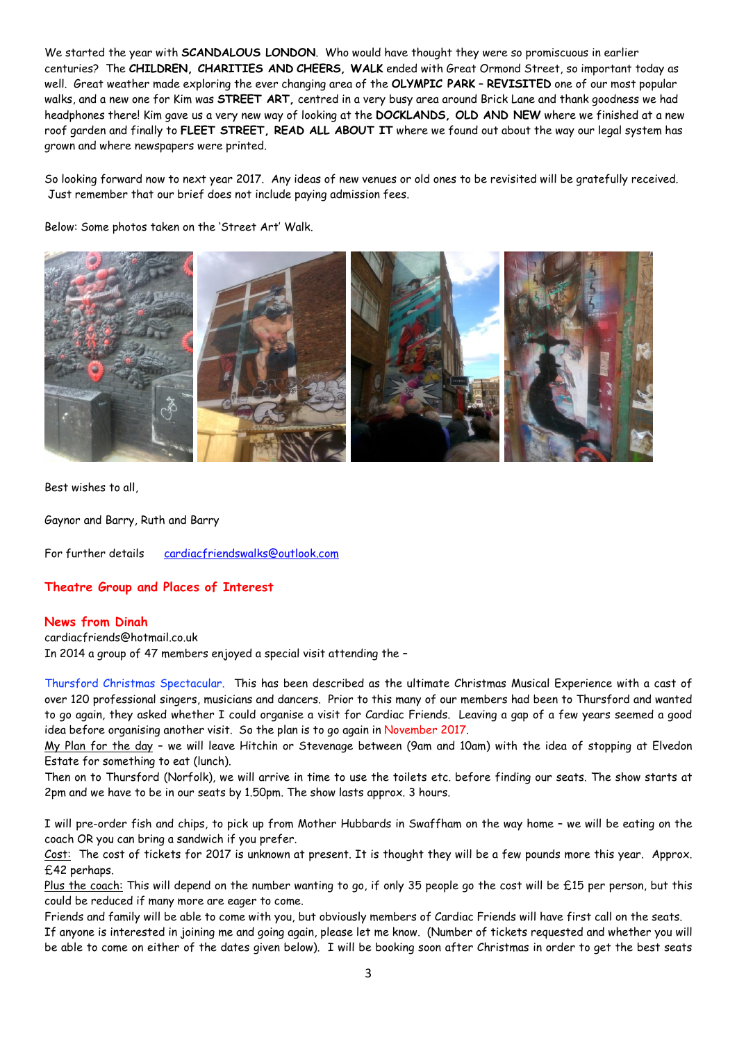We started the year with **SCANDALOUS LONDON**. Who would have thought they were so promiscuous in earlier centuries? The **CHILDREN, CHARITIES AND CHEERS, WALK** ended with Great Ormond Street, so important today as well. Great weather made exploring the ever changing area of the **OLYMPIC PARK – REVISITED** one of our most popular walks, and a new one for Kim was **STREET ART,** centred in a very busy area around Brick Lane and thank goodness we had headphones there! Kim gave us a very new way of looking at the **DOCKLANDS, OLD AND NEW** where we finished at a new roof garden and finally to **FLEET STREET, READ ALL ABOUT IT** where we found out about the way our legal system has grown and where newspapers were printed.

So looking forward now to next year 2017. Any ideas of new venues or old ones to be revisited will be gratefully received. Just remember that our brief does not include paying admission fees.

Below: Some photos taken on the 'Street Art' Walk.

Best wishes to all,

Gaynor and Barry, Ruth and Barry

For further details    cardiacfriendswalks@outlook.com

## Theatre Group and Places of Interest

### News from Dinah

cardiacfriends@hotmail.co.uk

In 2014 a group of 47 members enjoyed a special visit attending the –

Thursford Christmas Spectacular. This has been described as the ultimate Christmas Musical Experience with a cast of over 120 professional singers, musicians and dancers. Prior to this many of our members had been to Thursford and wanted to go again, they asked whether I could organise a visit for Cardiac Friends. Leaving a gap of a few years seemed a good idea before organising another visit. So the plan is to go again in November 2017.

My Plan for the day – we will leave Hitchin or Stevenage between (9am and 10am) with the idea of stopping at Elvedon Estate for something to eat (lunch).

Then on to Thursford (Norfolk), we will arrive in time to use the toilets etc. before finding our seats. The show starts at 2pm and we have to be in our seats by 1.50pm. The show lasts approx. 3 hours.

I will pre-order fish and chips, to pick up from Mother Hubbards in Swaffham on the way home – we will be eating on the coach OR you can bring a sandwich if you prefer.

Cost: The cost of tickets for 2017 is unknown at present. It is thought they will be a few pounds more this year. Approx. £42 perhaps.

Plus the coach: This will depend on the number wanting to go, if only 35 people go the cost will be £15 per person, but this could be reduced if many more are eager to come.

Friends and family will be able to come with you, but obviously members of Cardiac Friends will have first call on the seats.

If anyone is interested in joining me and going again, please let me know. (Number of tickets requested and whether you will be able to come on either of the dates given below). I will be booking soon after Christmas in order to get the best seats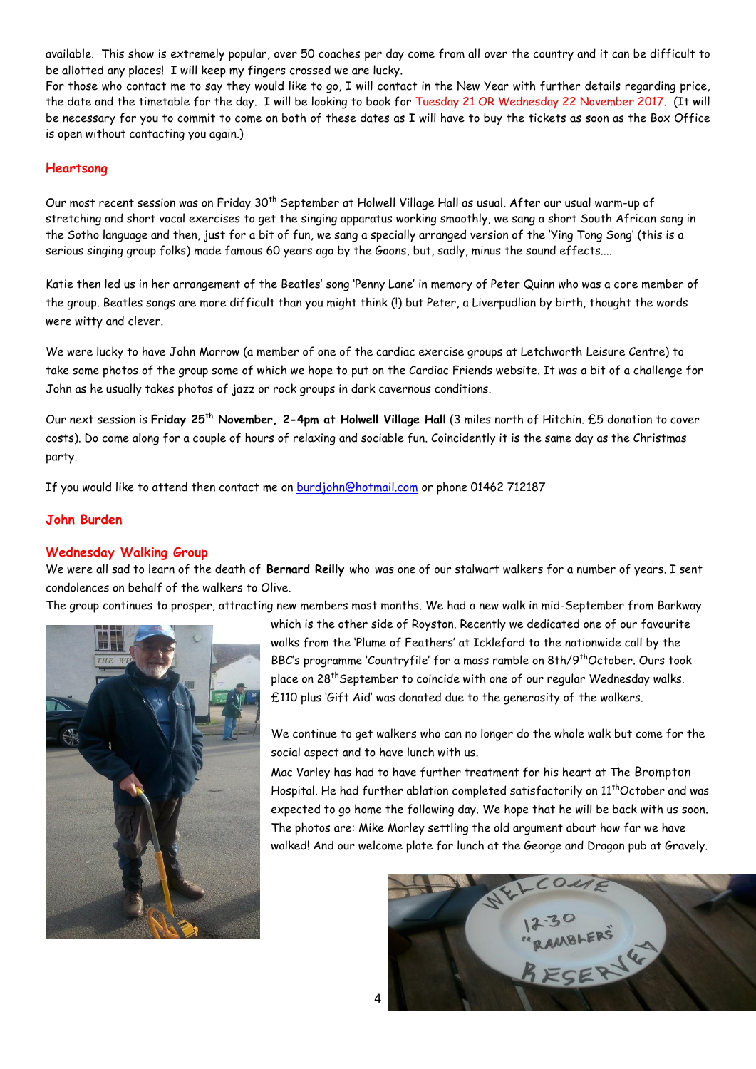available. This show is extremely popular, over 50 coaches per day come from all over the country and it can be difficult to be allotted any places! I will keep my fingers crossed we are lucky.
For those who contact me to say they would like to go, I will contact in the New Year with further details regarding price, the date and the timetable for the day. I will be looking to book for Tuesday 21 OR Wednesday 22 November 2017. (It will be necessary for you to commit to come on both of these dates as I will have to buy the tickets as soon as the Box Office is open without contacting you again.)

## Heartsong

Our most recent session was on Friday 30th September at Holwell Village Hall as usual. After our usual warm-up of stretching and short vocal exercises to get the singing apparatus working smoothly, we sang a short South African song in the Sotho language and then, just for a bit of fun, we sang a specially arranged version of the 'Ying Tong Song' (this is a serious singing group folks) made famous 60 years ago by the Goons, but, sadly, minus the sound effects....

Katie then led us in her arrangement of the Beatles' song 'Penny Lane' in memory of Peter Quinn who was a core member of the group. Beatles songs are more difficult than you might think (!) but Peter, a Liverpudlian by birth, thought the words were witty and clever.

We were lucky to have John Morrow (a member of one of the cardiac exercise groups at Letchworth Leisure Centre) to take some photos of the group some of which we hope to put on the Cardiac Friends website. It was a bit of a challenge for John as he usually takes photos of jazz or rock groups in dark cavernous conditions.

Our next session is **Friday 25th November, 2-4pm at Holwell Village Hall** (3 miles north of Hitchin. £5 donation to cover costs). Do come along for a couple of hours of relaxing and sociable fun. Coincidently it is the same day as the Christmas party.

If you would like to attend then contact me on burdjohn@hotmail.com or phone 01462 712187

**John Burden**

## Wednesday Walking Group

We were all sad to learn of the death of **Bernard Reilly** who was one of our stalwart walkers for a number of years. I sent condolences on behalf of the walkers to Olive.
The group continues to prosper, attracting new members most months. We had a new walk in mid-September from Barkway which is the other side of Royston. Recently we dedicated one of our favourite walks from the 'Plume of Feathers' at Ickleford to the nationwide call by the BBC's programme 'Countryfile' for a mass ramble on 8th/9th October. Ours took place on 28th September to coincide with one of our regular Wednesday walks. £110 plus 'Gift Aid' was donated due to the generosity of the walkers.

We continue to get walkers who can no longer do the whole walk but come for the social aspect and to have lunch with us.
Mac Varley has had to have further treatment for his heart at The Brompton Hospital. He had further ablation completed satisfactorily on 11th October and was expected to go home the following day. We hope that he will be back with us soon.
The photos are: Mike Morley settling the old argument about how far we have walked! And our welcome plate for lunch at the George and Dragon pub at Gravely.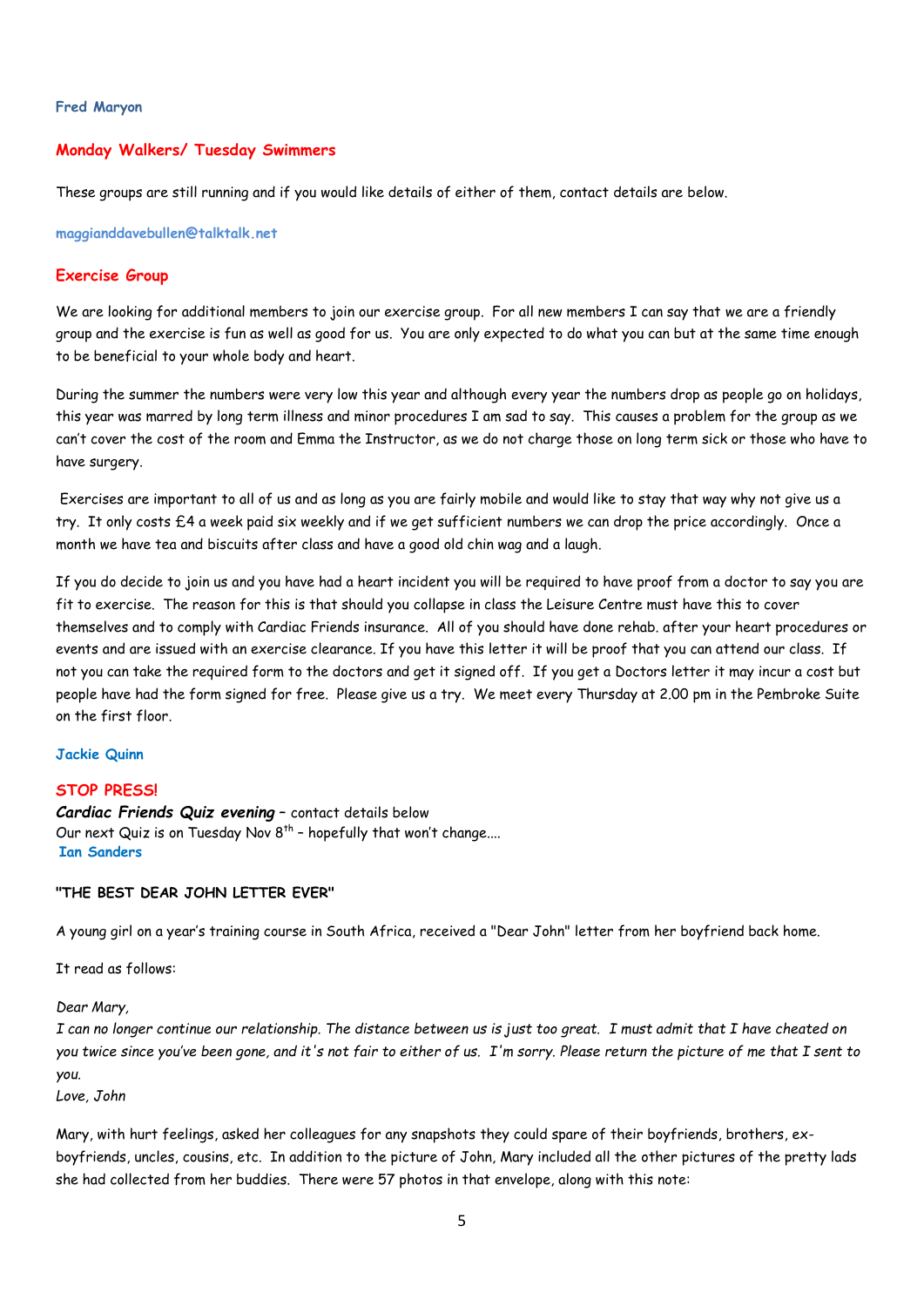**Fred Maryon**

## Monday Walkers/ Tuesday Swimmers

These groups are still running and if you would like details of either of them, contact details are below.

**maggianddavebullen@talktalk.net**

## Exercise Group

We are looking for additional members to join our exercise group. For all new members I can say that we are a friendly group and the exercise is fun as well as good for us. You are only expected to do what you can but at the same time enough to be beneficial to your whole body and heart.

During the summer the numbers were very low this year and although every year the numbers drop as people go on holidays, this year was marred by long term illness and minor procedures I am sad to say. This causes a problem for the group as we can't cover the cost of the room and Emma the Instructor, as we do not charge those on long term sick or those who have to have surgery.

Exercises are important to all of us and as long as you are fairly mobile and would like to stay that way why not give us a try. It only costs £4 a week paid six weekly and if we get sufficient numbers we can drop the price accordingly. Once a month we have tea and biscuits after class and have a good old chin wag and a laugh.

If you do decide to join us and you have had a heart incident you will be required to have proof from a doctor to say you are fit to exercise. The reason for this is that should you collapse in class the Leisure Centre must have this to cover themselves and to comply with Cardiac Friends insurance. All of you should have done rehab. after your heart procedures or events and are issued with an exercise clearance. If you have this letter it will be proof that you can attend our class. If not you can take the required form to the doctors and get it signed off. If you get a Doctors letter it may incur a cost but people have had the form signed for free. Please give us a try. We meet every Thursday at 2.00 pm in the Pembroke Suite on the first floor.

**Jackie Quinn**

## STOP PRESS!

***Cardiac Friends Quiz evening*** – contact details below
Our next Quiz is on Tuesday Nov 8th – hopefully that won't change....
**Ian Sanders**

**"THE BEST DEAR JOHN LETTER EVER"**

A young girl on a year's training course in South Africa, received a "Dear John" letter from her boyfriend back home.

It read as follows:

*Dear Mary,*
*I can no longer continue our relationship. The distance between us is just too great. I must admit that I have cheated on you twice since you've been gone, and it's not fair to either of us. I'm sorry. Please return the picture of me that I sent to you.*
*Love, John*

Mary, with hurt feelings, asked her colleagues for any snapshots they could spare of their boyfriends, brothers, ex-boyfriends, uncles, cousins, etc. In addition to the picture of John, Mary included all the other pictures of the pretty lads she had collected from her buddies. There were 57 photos in that envelope, along with this note: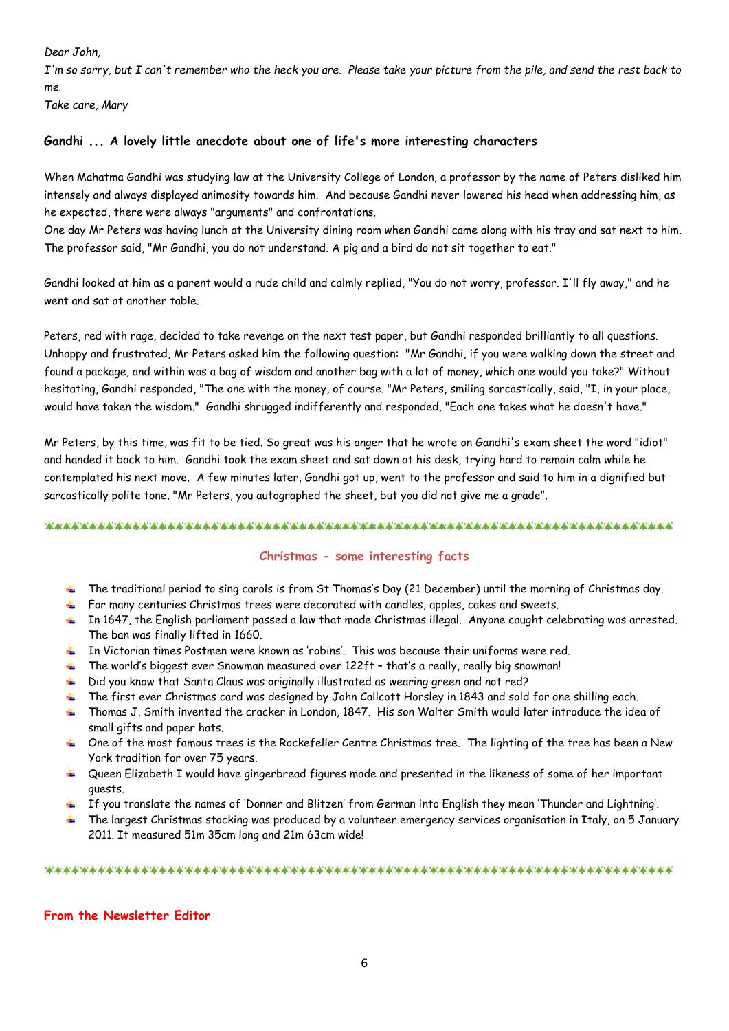*Dear John,*
*I'm so sorry, but I can't remember who the heck you are. Please take your picture from the pile, and send the rest back to me.*
*Take care, Mary*

**Gandhi ... A lovely little anecdote about one of life's more interesting characters**

When Mahatma Gandhi was studying law at the University College of London, a professor by the name of Peters disliked him intensely and always displayed animosity towards him. And because Gandhi never lowered his head when addressing him, as he expected, there were always "arguments" and confrontations.
One day Mr Peters was having lunch at the University dining room when Gandhi came along with his tray and sat next to him. The professor said, "Mr Gandhi, you do not understand. A pig and a bird do not sit together to eat."

Gandhi looked at him as a parent would a rude child and calmly replied, "You do not worry, professor. I'll fly away," and he went and sat at another table.

Peters, red with rage, decided to take revenge on the next test paper, but Gandhi responded brilliantly to all questions. Unhappy and frustrated, Mr Peters asked him the following question: "Mr Gandhi, if you were walking down the street and found a package, and within was a bag of wisdom and another bag with a lot of money, which one would you take?" Without hesitating, Gandhi responded, "The one with the money, of course. "Mr Peters, smiling sarcastically, said, "I, in your place, would have taken the wisdom." Gandhi shrugged indifferently and responded, "Each one takes what he doesn't have."

Mr Peters, by this time, was fit to be tied. So great was his anger that he wrote on Gandhi's exam sheet the word "idiot" and handed it back to him. Gandhi took the exam sheet and sat down at his desk, trying hard to remain calm while he contemplated his next move. A few minutes later, Gandhi got up, went to the professor and said to him in a dignified but sarcastically polite tone, "Mr Peters, you autographed the sheet, but you did not give me a grade".

## Christmas - some interesting facts

- The traditional period to sing carols is from St Thomas's Day (21 December) until the morning of Christmas day.
- For many centuries Christmas trees were decorated with candles, apples, cakes and sweets.
- In 1647, the English parliament passed a law that made Christmas illegal. Anyone caught celebrating was arrested. The ban was finally lifted in 1660.
- In Victorian times Postmen were known as 'robins'. This was because their uniforms were red.
- The world's biggest ever Snowman measured over 122ft – that's a really, really big snowman!
- Did you know that Santa Claus was originally illustrated as wearing green and not red?
- The first ever Christmas card was designed by John Callcott Horsley in 1843 and sold for one shilling each.
- Thomas J. Smith invented the cracker in London, 1847. His son Walter Smith would later introduce the idea of small gifts and paper hats.
- One of the most famous trees is the Rockefeller Centre Christmas tree. The lighting of the tree has been a New York tradition for over 75 years.
- Queen Elizabeth I would have gingerbread figures made and presented in the likeness of some of her important guests.
- If you translate the names of 'Donner and Blitzen' from German into English they mean 'Thunder and Lightning'.
- The largest Christmas stocking was produced by a volunteer emergency services organisation in Italy, on 5 January 2011. It measured 51m 35cm long and 21m 63cm wide!

## From the Newsletter Editor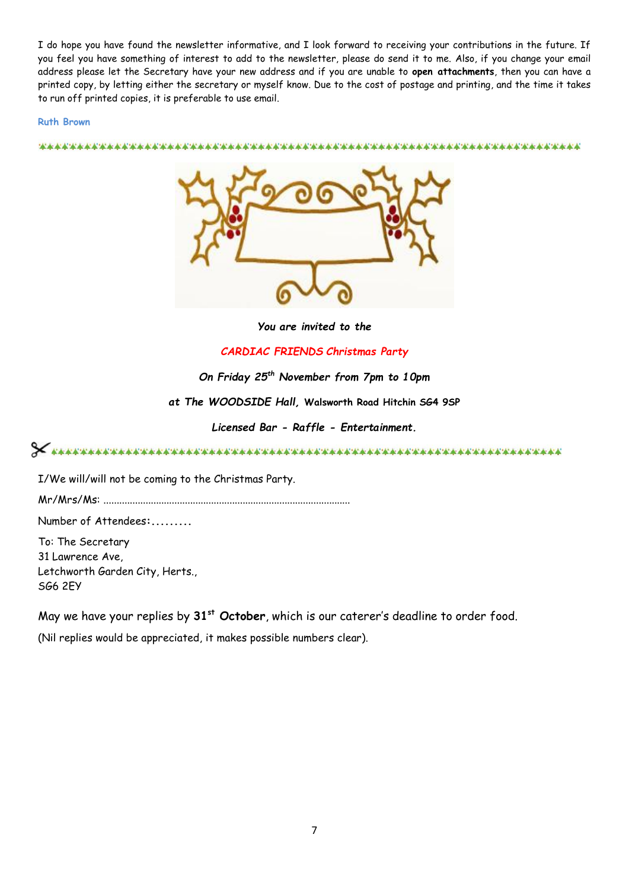I do hope you have found the newsletter informative, and I look forward to receiving your contributions in the future. If you feel you have something of interest to add to the newsletter, please do send it to me. Also, if you change your email address please let the Secretary have your new address and if you are unable to **open attachments**, then you can have a printed copy, by letting either the secretary or myself know. Due to the cost of postage and printing, and the time it takes to run off printed copies, it is preferable to use email.

**Ruth Brown**

***You are invited to the***

***CARDIAC FRIENDS Christmas Party***

***On Friday 25th November from 7pm to 10pm***

***at The WOODSIDE Hall,* Walsworth Road Hitchin SG4 9SP**

***Licensed Bar - Raffle - Entertainment.***

I/We will/will not be coming to the Christmas Party.

Mr/Mrs/Ms: ..............................................................................................

Number of Attendees:.........

To: The Secretary
31 Lawrence Ave,
Letchworth Garden City, Herts.,
SG6 2EY

May we have your replies by **31st October**, which is our caterer's deadline to order food.

(Nil replies would be appreciated, it makes possible numbers clear).